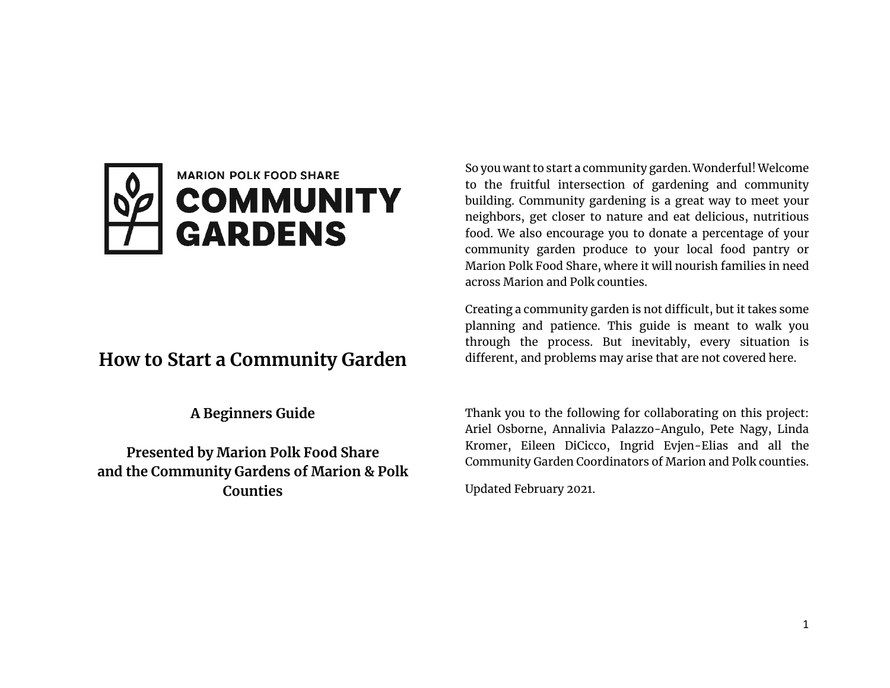MARION POLK FOOD SHARE

**COMMUNITY GARDENS**

# How to Start a Community Garden

**A Beginners Guide**

**Presented by Marion Polk Food Share and the Community Gardens of Marion & Polk Counties**

So you want to start a community garden. Wonderful! Welcome to the fruitful intersection of gardening and community building. Community gardening is a great way to meet your neighbors, get closer to nature and eat delicious, nutritious food. We also encourage you to donate a percentage of your community garden produce to your local food pantry or Marion Polk Food Share, where it will nourish families in need across Marion and Polk counties.

Creating a community garden is not difficult, but it takes some planning and patience. This guide is meant to walk you through the process. But inevitably, every situation is different, and problems may arise that are not covered here.

Thank you to the following for collaborating on this project: Ariel Osborne, Annalivia Palazzo-Angulo, Pete Nagy, Linda Kromer, Eileen DiCicco, Ingrid Evjen-Elias and all the Community Garden Coordinators of Marion and Polk counties.

Updated February 2021.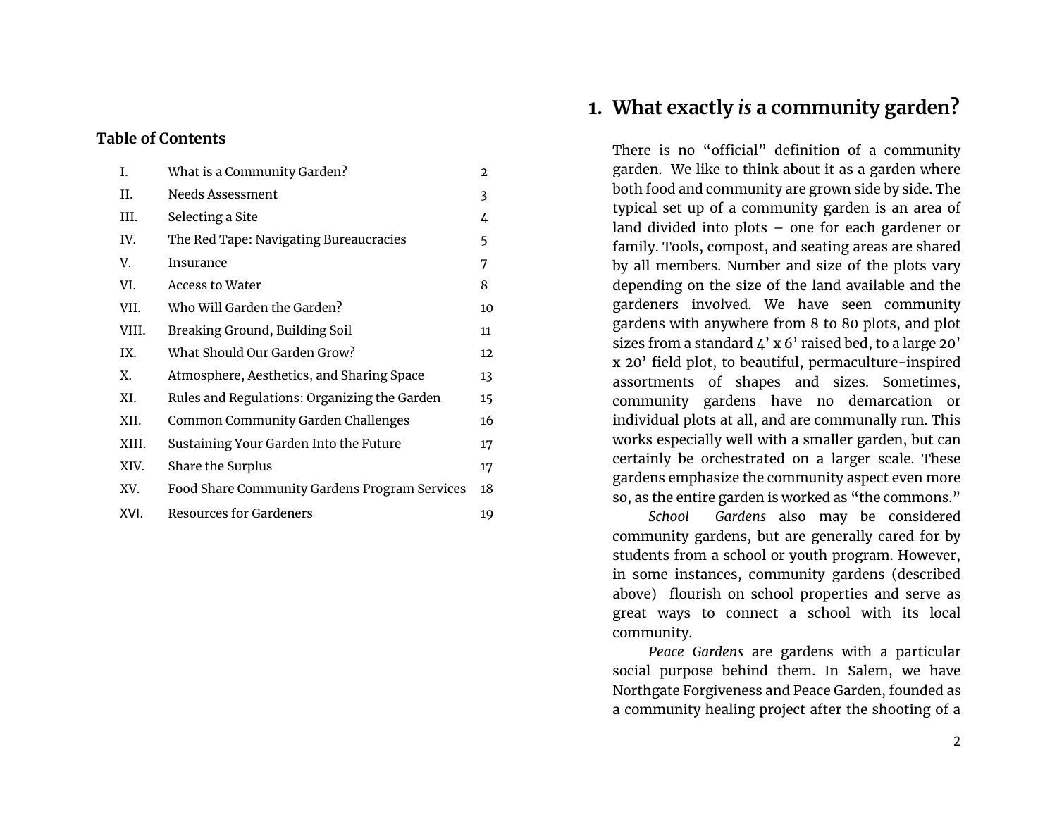**Table of Contents**

| | | |
|---|---|---|
| I. | What is a Community Garden? | 2 |
| II. | Needs Assessment | 3 |
| III. | Selecting a Site | 4 |
| IV. | The Red Tape: Navigating Bureaucracies | 5 |
| V. | Insurance | 7 |
| VI. | Access to Water | 8 |
| VII. | Who Will Garden the Garden? | 10 |
| VIII. | Breaking Ground, Building Soil | 11 |
| IX. | What Should Our Garden Grow? | 12 |
| X. | Atmosphere, Aesthetics, and Sharing Space | 13 |
| XI. | Rules and Regulations: Organizing the Garden | 15 |
| XII. | Common Community Garden Challenges | 16 |
| XIII. | Sustaining Your Garden Into the Future | 17 |
| XIV. | Share the Surplus | 17 |
| XV. | Food Share Community Gardens Program Services | 18 |
| XVI. | Resources for Gardeners | 19 |

## 1. What exactly *is* a community garden?

There is no "official" definition of a community garden. We like to think about it as a garden where both food and community are grown side by side. The typical set up of a community garden is an area of land divided into plots – one for each gardener or family. Tools, compost, and seating areas are shared by all members. Number and size of the plots vary depending on the size of the land available and the gardeners involved. We have seen community gardens with anywhere from 8 to 80 plots, and plot sizes from a standard 4' x 6' raised bed, to a large 20' x 20' field plot, to beautiful, permaculture-inspired assortments of shapes and sizes. Sometimes, community gardens have no demarcation or individual plots at all, and are communally run. This works especially well with a smaller garden, but can certainly be orchestrated on a larger scale. These gardens emphasize the community aspect even more so, as the entire garden is worked as "the commons."

*School Gardens* also may be considered community gardens, but are generally cared for by students from a school or youth program. However, in some instances, community gardens (described above) flourish on school properties and serve as great ways to connect a school with its local community.

*Peace Gardens* are gardens with a particular social purpose behind them. In Salem, we have Northgate Forgiveness and Peace Garden, founded as a community healing project after the shooting of a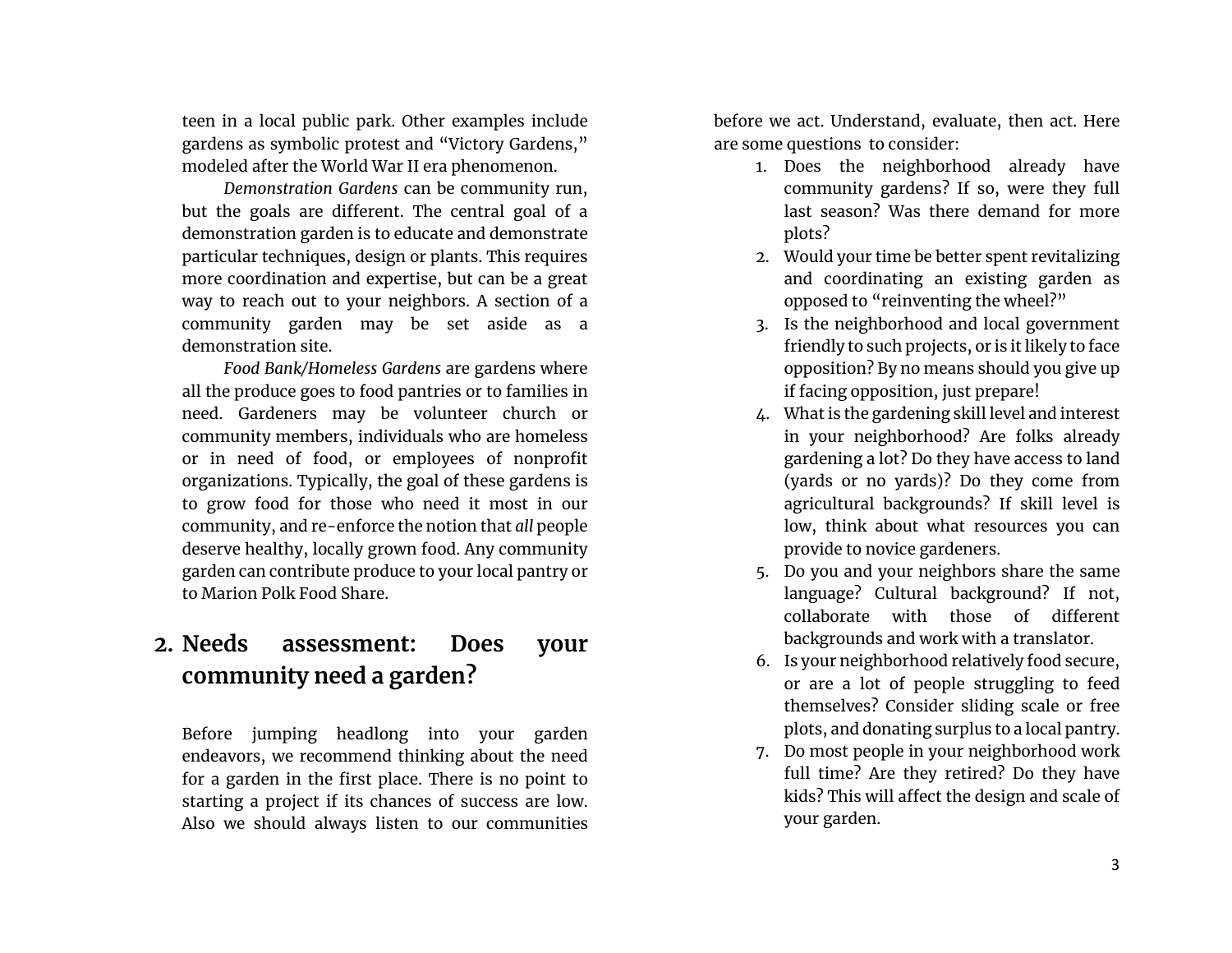teen in a local public park. Other examples include gardens as symbolic protest and "Victory Gardens," modeled after the World War II era phenomenon.

*Demonstration Gardens* can be community run, but the goals are different. The central goal of a demonstration garden is to educate and demonstrate particular techniques, design or plants. This requires more coordination and expertise, but can be a great way to reach out to your neighbors. A section of a community garden may be set aside as a demonstration site.

*Food Bank/Homeless Gardens* are gardens where all the produce goes to food pantries or to families in need. Gardeners may be volunteer church or community members, individuals who are homeless or in need of food, or employees of nonprofit organizations. Typically, the goal of these gardens is to grow food for those who need it most in our community, and re-enforce the notion that *all* people deserve healthy, locally grown food. Any community garden can contribute produce to your local pantry or to Marion Polk Food Share.

## 2. Needs assessment: Does your community need a garden?

Before jumping headlong into your garden endeavors, we recommend thinking about the need for a garden in the first place. There is no point to starting a project if its chances of success are low. Also we should always listen to our communities before we act. Understand, evaluate, then act. Here are some questions to consider:

1. Does the neighborhood already have community gardens? If so, were they full last season? Was there demand for more plots?
2. Would your time be better spent revitalizing and coordinating an existing garden as opposed to "reinventing the wheel?"
3. Is the neighborhood and local government friendly to such projects, or is it likely to face opposition? By no means should you give up if facing opposition, just prepare!
4. What is the gardening skill level and interest in your neighborhood? Are folks already gardening a lot? Do they have access to land (yards or no yards)? Do they come from agricultural backgrounds? If skill level is low, think about what resources you can provide to novice gardeners.
5. Do you and your neighbors share the same language? Cultural background? If not, collaborate with those of different backgrounds and work with a translator.
6. Is your neighborhood relatively food secure, or are a lot of people struggling to feed themselves? Consider sliding scale or free plots, and donating surplus to a local pantry.
7. Do most people in your neighborhood work full time? Are they retired? Do they have kids? This will affect the design and scale of your garden.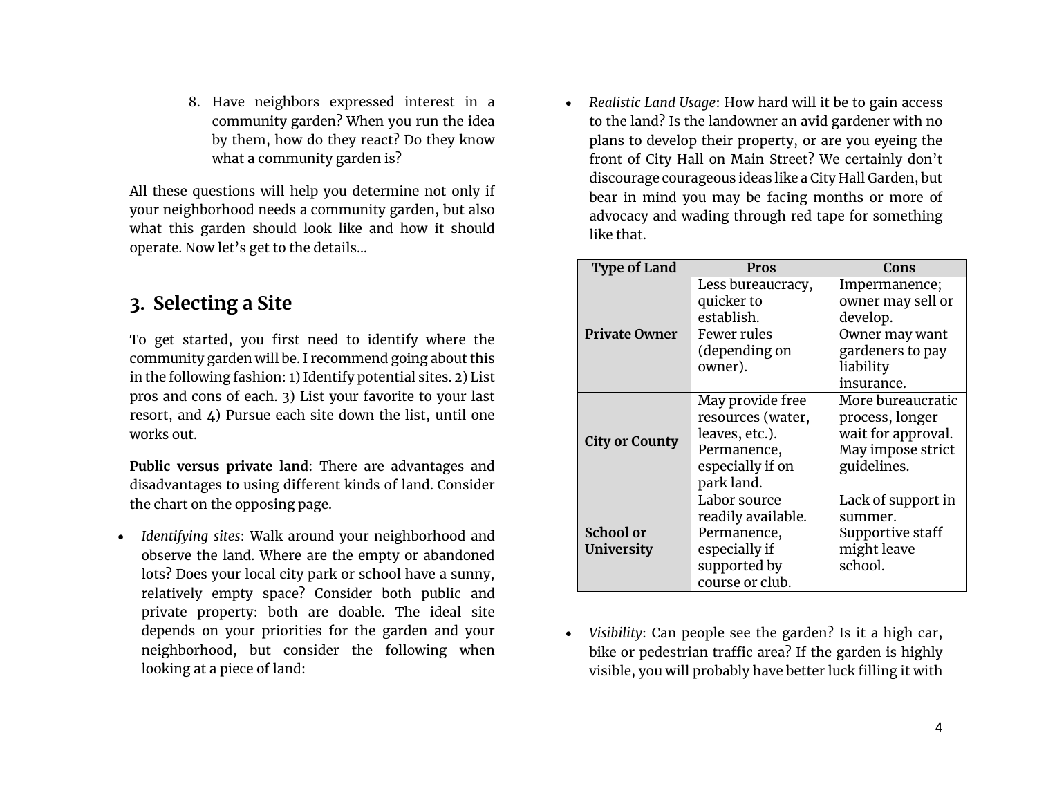8. Have neighbors expressed interest in a community garden? When you run the idea by them, how do they react? Do they know what a community garden is?

All these questions will help you determine not only if your neighborhood needs a community garden, but also what this garden should look like and how it should operate. Now let's get to the details...

## 3. Selecting a Site

To get started, you first need to identify where the community garden will be. I recommend going about this in the following fashion: 1) Identify potential sites. 2) List pros and cons of each. 3) List your favorite to your last resort, and 4) Pursue each site down the list, until one works out.

**Public versus private land**: There are advantages and disadvantages to using different kinds of land. Consider the chart on the opposing page.

- *Identifying sites*: Walk around your neighborhood and observe the land. Where are the empty or abandoned lots? Does your local city park or school have a sunny, relatively empty space? Consider both public and private property: both are doable. The ideal site depends on your priorities for the garden and your neighborhood, but consider the following when looking at a piece of land:

- *Realistic Land Usage*: How hard will it be to gain access to the land? Is the landowner an avid gardener with no plans to develop their property, or are you eyeing the front of City Hall on Main Street? We certainly don't discourage courageous ideas like a City Hall Garden, but bear in mind you may be facing months or more of advocacy and wading through red tape for something like that.

| Type of Land | Pros | Cons |
| --- | --- | --- |
| **Private Owner** | Less bureaucracy, quicker to establish. Fewer rules (depending on owner). | Impermanence; owner may sell or develop. Owner may want gardeners to pay liability insurance. |
| **City or County** | May provide free resources (water, leaves, etc.). Permanence, especially if on park land. | More bureaucratic process, longer wait for approval. May impose strict guidelines. |
| **School or University** | Labor source readily available. Permanence, especially if supported by course or club. | Lack of support in summer. Supportive staff might leave school. |

- *Visibility*: Can people see the garden? Is it a high car, bike or pedestrian traffic area? If the garden is highly visible, you will probably have better luck filling it with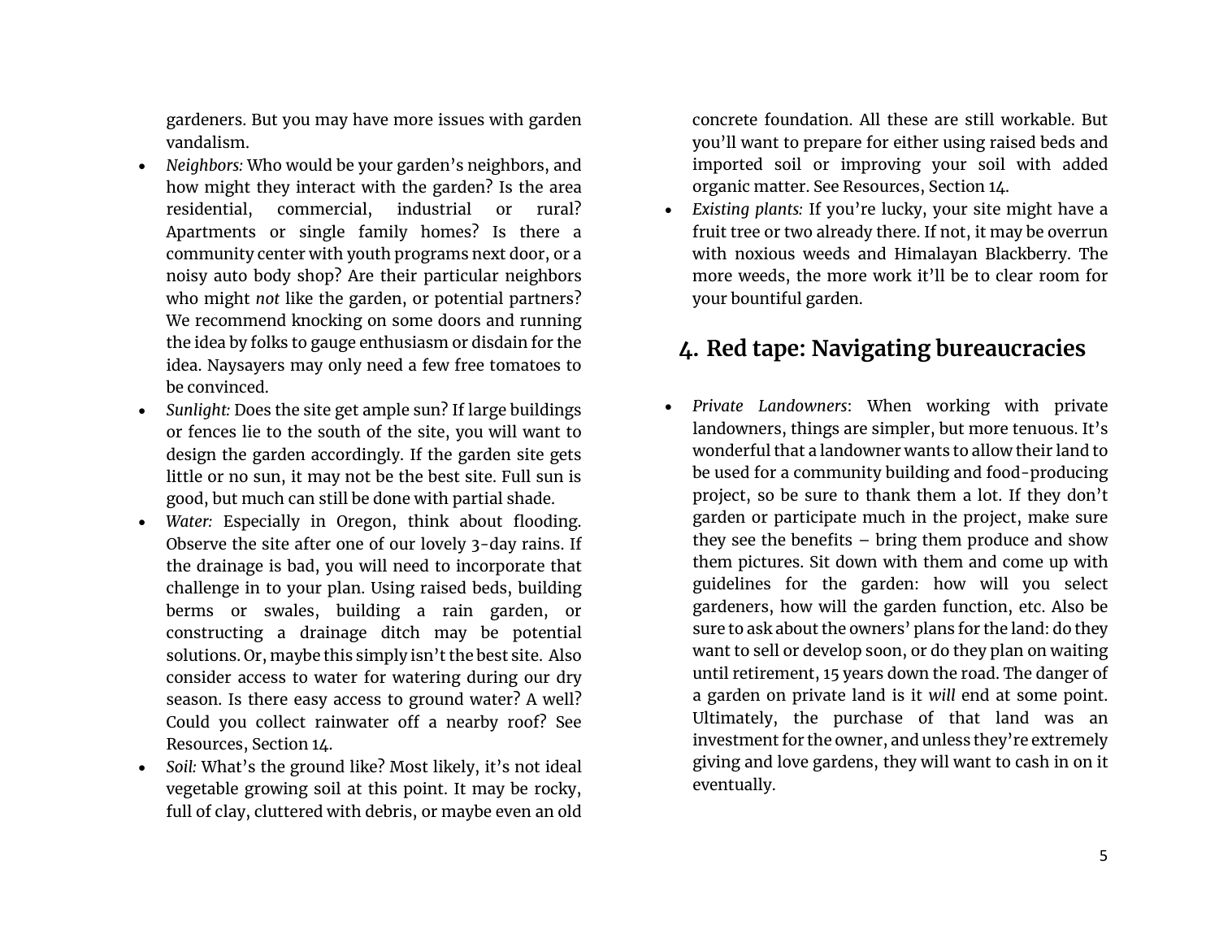gardeners. But you may have more issues with garden vandalism.

- *Neighbors:* Who would be your garden's neighbors, and how might they interact with the garden? Is the area residential, commercial, industrial or rural? Apartments or single family homes? Is there a community center with youth programs next door, or a noisy auto body shop? Are their particular neighbors who might *not* like the garden, or potential partners? We recommend knocking on some doors and running the idea by folks to gauge enthusiasm or disdain for the idea. Naysayers may only need a few free tomatoes to be convinced.
- *Sunlight:* Does the site get ample sun? If large buildings or fences lie to the south of the site, you will want to design the garden accordingly. If the garden site gets little or no sun, it may not be the best site. Full sun is good, but much can still be done with partial shade.
- *Water:* Especially in Oregon, think about flooding. Observe the site after one of our lovely 3-day rains. If the drainage is bad, you will need to incorporate that challenge in to your plan. Using raised beds, building berms or swales, building a rain garden, or constructing a drainage ditch may be potential solutions. Or, maybe this simply isn't the best site. Also consider access to water for watering during our dry season. Is there easy access to ground water? A well? Could you collect rainwater off a nearby roof? See Resources, Section 14.
- *Soil:* What's the ground like? Most likely, it's not ideal vegetable growing soil at this point. It may be rocky, full of clay, cluttered with debris, or maybe even an old concrete foundation. All these are still workable. But you'll want to prepare for either using raised beds and imported soil or improving your soil with added organic matter. See Resources, Section 14.
- *Existing plants:* If you're lucky, your site might have a fruit tree or two already there. If not, it may be overrun with noxious weeds and Himalayan Blackberry. The more weeds, the more work it'll be to clear room for your bountiful garden.

## 4. Red tape: Navigating bureaucracies

- *Private Landowners*: When working with private landowners, things are simpler, but more tenuous. It's wonderful that a landowner wants to allow their land to be used for a community building and food-producing project, so be sure to thank them a lot. If they don't garden or participate much in the project, make sure they see the benefits – bring them produce and show them pictures. Sit down with them and come up with guidelines for the garden: how will you select gardeners, how will the garden function, etc. Also be sure to ask about the owners' plans for the land: do they want to sell or develop soon, or do they plan on waiting until retirement, 15 years down the road. The danger of a garden on private land is it *will* end at some point. Ultimately, the purchase of that land was an investment for the owner, and unless they're extremely giving and love gardens, they will want to cash in on it eventually.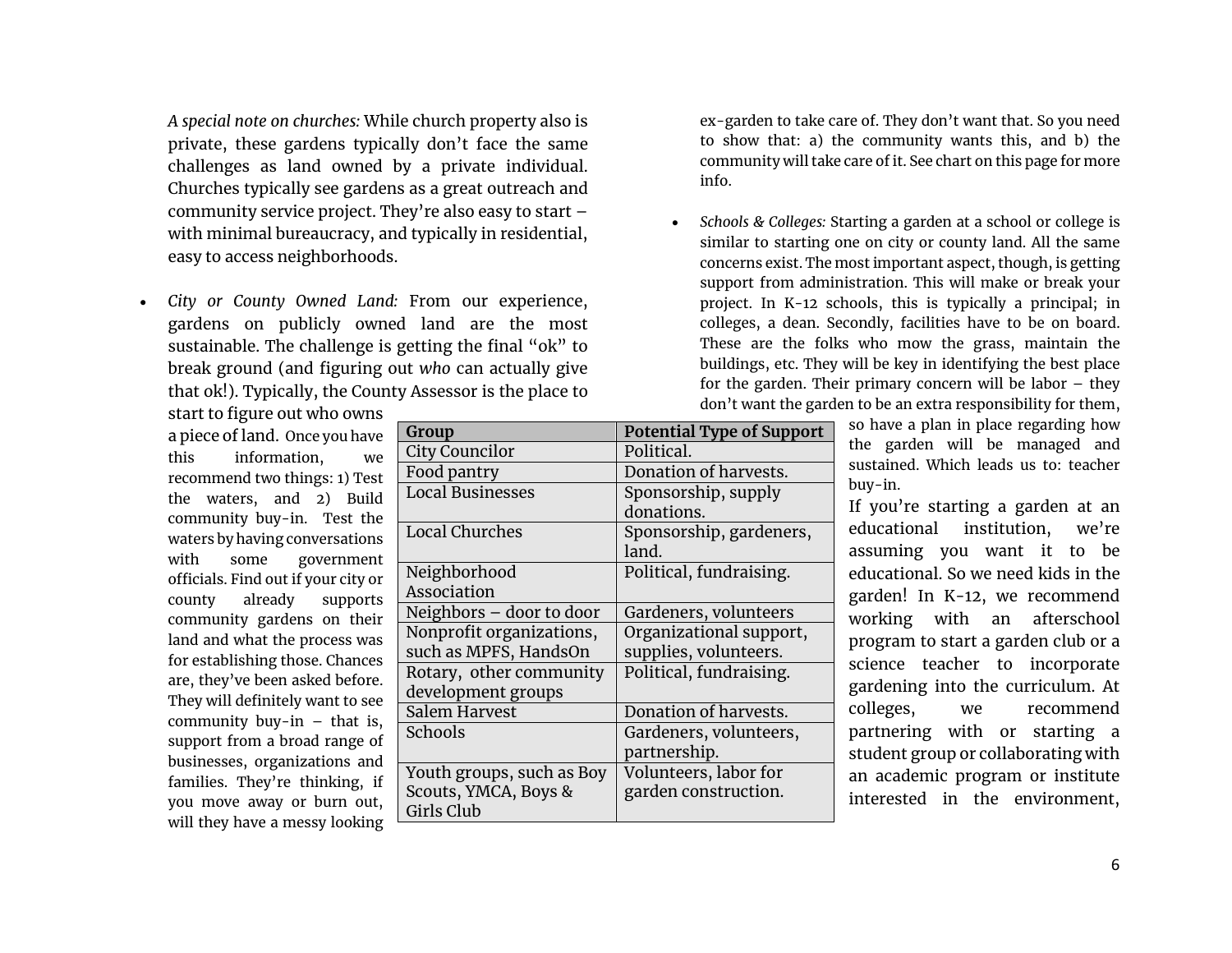*A special note on churches:* While church property also is private, these gardens typically don't face the same challenges as land owned by a private individual. Churches typically see gardens as a great outreach and community service project. They're also easy to start – with minimal bureaucracy, and typically in residential, easy to access neighborhoods.

- *City or County Owned Land:* From our experience, gardens on publicly owned land are the most sustainable. The challenge is getting the final "ok" to break ground (and figuring out *who* can actually give that ok!). Typically, the County Assessor is the place to start to figure out who owns a piece of land. Once you have this information, we recommend two things: 1) Test the waters, and 2) Build community buy-in. Test the waters by having conversations with some government officials. Find out if your city or county already supports community gardens on their land and what the process was for establishing those. Chances are, they've been asked before. They will definitely want to see community buy-in – that is, support from a broad range of businesses, organizations and families. They're thinking, if you move away or burn out, will they have a messy looking ex-garden to take care of. They don't want that. So you need to show that: a) the community wants this, and b) the community will take care of it. See chart on this page for more info.

| Group | Potential Type of Support |
|---|---|
| City Councilor | Political. |
| Food pantry | Donation of harvests. |
| Local Businesses | Sponsorship, supply donations. |
| Local Churches | Sponsorship, gardeners, land. |
| Neighborhood Association | Political, fundraising. |
| Neighbors – door to door | Gardeners, volunteers |
| Nonprofit organizations, such as MPFS, HandsOn | Organizational support, supplies, volunteers. |
| Rotary, other community development groups | Political, fundraising. |
| Salem Harvest | Donation of harvests. |
| Schools | Gardeners, volunteers, partnership. |
| Youth groups, such as Boy Scouts, YMCA, Boys & Girls Club | Volunteers, labor for garden construction. |

- *Schools & Colleges:* Starting a garden at a school or college is similar to starting one on city or county land. All the same concerns exist. The most important aspect, though, is getting support from administration. This will make or break your project. In K-12 schools, this is typically a principal; in colleges, a dean. Secondly, facilities have to be on board. These are the folks who mow the grass, maintain the buildings, etc. They will be key in identifying the best place for the garden. Their primary concern will be labor – they don't want the garden to be an extra responsibility for them, so have a plan in place regarding how the garden will be managed and sustained. Which leads us to: teacher buy-in.

  If you're starting a garden at an educational institution, we're assuming you want it to be educational. So we need kids in the garden! In K-12, we recommend working with an afterschool program to start a garden club or a science teacher to incorporate gardening into the curriculum. At colleges, we recommend partnering with or starting a student group or collaborating with an academic program or institute interested in the environment,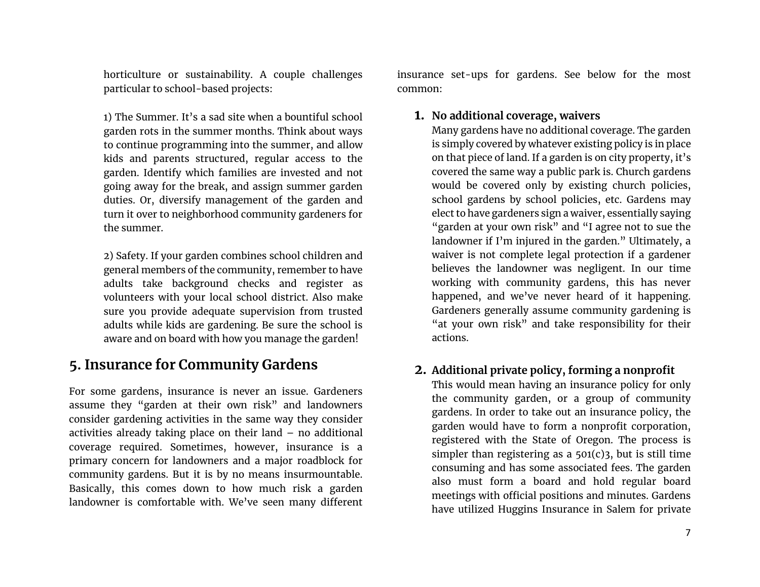horticulture or sustainability. A couple challenges particular to school-based projects:

1) The Summer. It's a sad site when a bountiful school garden rots in the summer months. Think about ways to continue programming into the summer, and allow kids and parents structured, regular access to the garden. Identify which families are invested and not going away for the break, and assign summer garden duties. Or, diversify management of the garden and turn it over to neighborhood community gardeners for the summer.

2) Safety. If your garden combines school children and general members of the community, remember to have adults take background checks and register as volunteers with your local school district. Also make sure you provide adequate supervision from trusted adults while kids are gardening. Be sure the school is aware and on board with how you manage the garden!

## 5. Insurance for Community Gardens

For some gardens, insurance is never an issue. Gardeners assume they "garden at their own risk" and landowners consider gardening activities in the same way they consider activities already taking place on their land – no additional coverage required. Sometimes, however, insurance is a primary concern for landowners and a major roadblock for community gardens. But it is by no means insurmountable. Basically, this comes down to how much risk a garden landowner is comfortable with. We've seen many different insurance set-ups for gardens. See below for the most common:

1. **No additional coverage, waivers**
   Many gardens have no additional coverage. The garden is simply covered by whatever existing policy is in place on that piece of land. If a garden is on city property, it's covered the same way a public park is. Church gardens would be covered only by existing church policies, school gardens by school policies, etc. Gardens may elect to have gardeners sign a waiver, essentially saying "garden at your own risk" and "I agree not to sue the landowner if I'm injured in the garden." Ultimately, a waiver is not complete legal protection if a gardener believes the landowner was negligent. In our time working with community gardens, this has never happened, and we've never heard of it happening. Gardeners generally assume community gardening is "at your own risk" and take responsibility for their actions.

2. **Additional private policy, forming a nonprofit**
   This would mean having an insurance policy for only the community garden, or a group of community gardens. In order to take out an insurance policy, the garden would have to form a nonprofit corporation, registered with the State of Oregon. The process is simpler than registering as a 501(c)3, but is still time consuming and has some associated fees. The garden also must form a board and hold regular board meetings with official positions and minutes. Gardens have utilized Huggins Insurance in Salem for private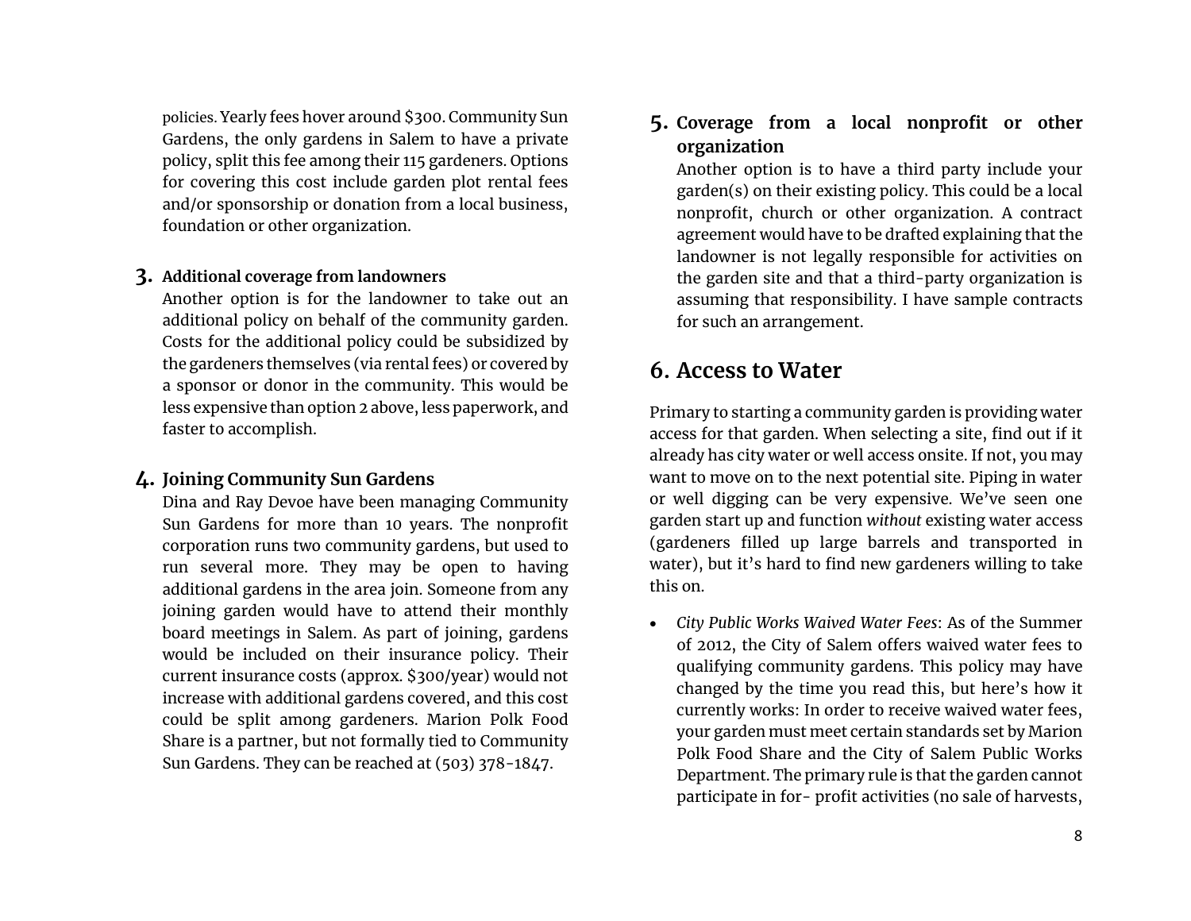policies. Yearly fees hover around $300. Community Sun Gardens, the only gardens in Salem to have a private policy, split this fee among their 115 gardeners. Options for covering this cost include garden plot rental fees and/or sponsorship or donation from a local business, foundation or other organization.

3. **Additional coverage from landowners**
   Another option is for the landowner to take out an additional policy on behalf of the community garden. Costs for the additional policy could be subsidized by the gardeners themselves (via rental fees) or covered by a sponsor or donor in the community. This would be less expensive than option 2 above, less paperwork, and faster to accomplish.

4. **Joining Community Sun Gardens**
   Dina and Ray Devoe have been managing Community Sun Gardens for more than 10 years. The nonprofit corporation runs two community gardens, but used to run several more. They may be open to having additional gardens in the area join. Someone from any joining garden would have to attend their monthly board meetings in Salem. As part of joining, gardens would be included on their insurance policy. Their current insurance costs (approx. $300/year) would not increase with additional gardens covered, and this cost could be split among gardeners. Marion Polk Food Share is a partner, but not formally tied to Community Sun Gardens. They can be reached at (503) 378-1847.

5. **Coverage from a local nonprofit or other organization**
   Another option is to have a third party include your garden(s) on their existing policy. This could be a local nonprofit, church or other organization. A contract agreement would have to be drafted explaining that the landowner is not legally responsible for activities on the garden site and that a third-party organization is assuming that responsibility. I have sample contracts for such an arrangement.

## 6. Access to Water

Primary to starting a community garden is providing water access for that garden. When selecting a site, find out if it already has city water or well access onsite. If not, you may want to move on to the next potential site. Piping in water or well digging can be very expensive. We've seen one garden start up and function *without* existing water access (gardeners filled up large barrels and transported in water), but it's hard to find new gardeners willing to take this on.

- *City Public Works Waived Water Fees*: As of the Summer of 2012, the City of Salem offers waived water fees to qualifying community gardens. This policy may have changed by the time you read this, but here's how it currently works: In order to receive waived water fees, your garden must meet certain standards set by Marion Polk Food Share and the City of Salem Public Works Department. The primary rule is that the garden cannot participate in for- profit activities (no sale of harvests,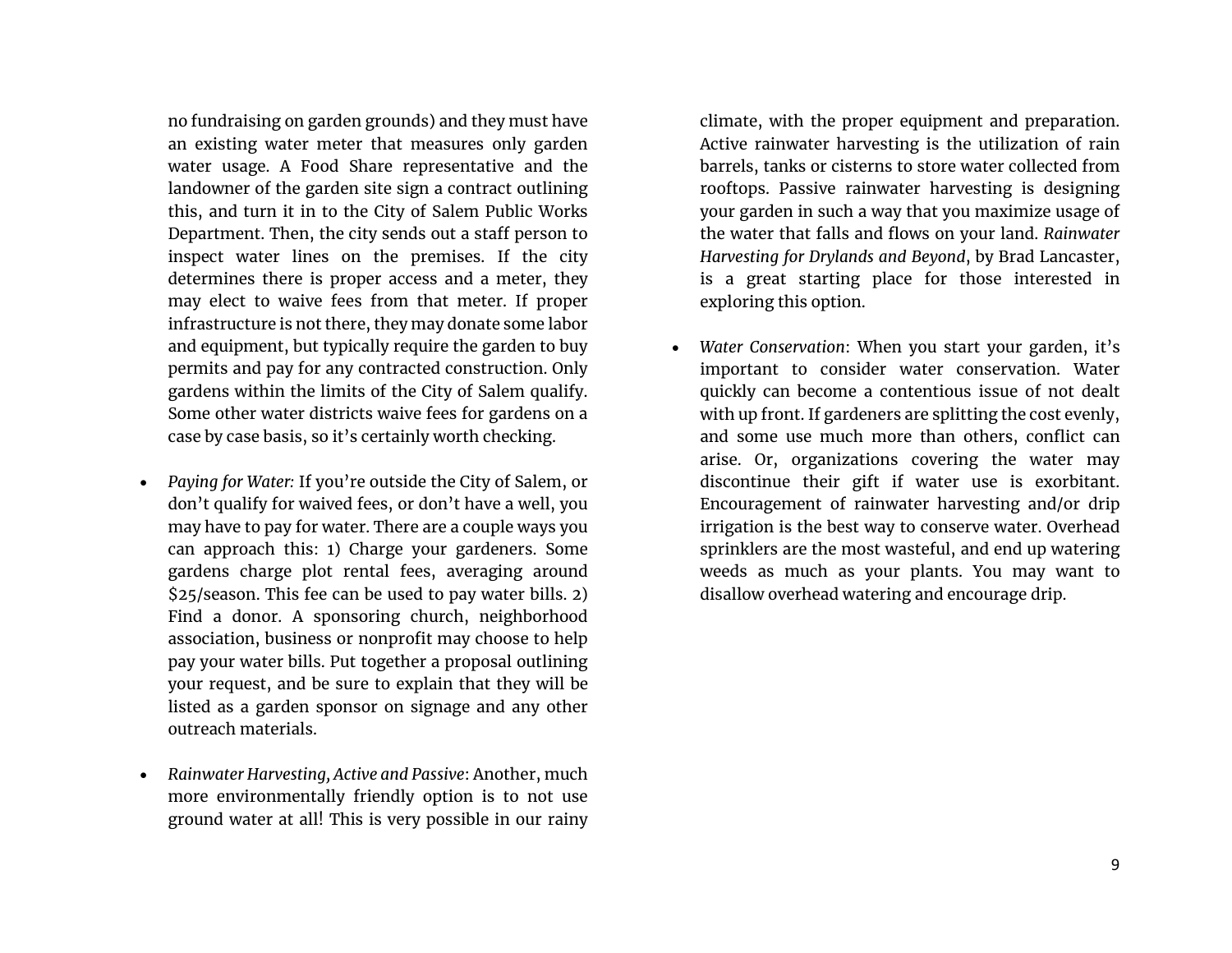no fundraising on garden grounds) and they must have an existing water meter that measures only garden water usage. A Food Share representative and the landowner of the garden site sign a contract outlining this, and turn it in to the City of Salem Public Works Department. Then, the city sends out a staff person to inspect water lines on the premises. If the city determines there is proper access and a meter, they may elect to waive fees from that meter. If proper infrastructure is not there, they may donate some labor and equipment, but typically require the garden to buy permits and pay for any contracted construction. Only gardens within the limits of the City of Salem qualify. Some other water districts waive fees for gardens on a case by case basis, so it's certainly worth checking.

- *Paying for Water:* If you're outside the City of Salem, or don't qualify for waived fees, or don't have a well, you may have to pay for water. There are a couple ways you can approach this: 1) Charge your gardeners. Some gardens charge plot rental fees, averaging around $25/season. This fee can be used to pay water bills. 2) Find a donor. A sponsoring church, neighborhood association, business or nonprofit may choose to help pay your water bills. Put together a proposal outlining your request, and be sure to explain that they will be listed as a garden sponsor on signage and any other outreach materials.

- *Rainwater Harvesting, Active and Passive*: Another, much more environmentally friendly option is to not use ground water at all! This is very possible in our rainy climate, with the proper equipment and preparation. Active rainwater harvesting is the utilization of rain barrels, tanks or cisterns to store water collected from rooftops. Passive rainwater harvesting is designing your garden in such a way that you maximize usage of the water that falls and flows on your land. *Rainwater Harvesting for Drylands and Beyond*, by Brad Lancaster, is a great starting place for those interested in exploring this option.

- *Water Conservation*: When you start your garden, it's important to consider water conservation. Water quickly can become a contentious issue of not dealt with up front. If gardeners are splitting the cost evenly, and some use much more than others, conflict can arise. Or, organizations covering the water may discontinue their gift if water use is exorbitant. Encouragement of rainwater harvesting and/or drip irrigation is the best way to conserve water. Overhead sprinklers are the most wasteful, and end up watering weeds as much as your plants. You may want to disallow overhead watering and encourage drip.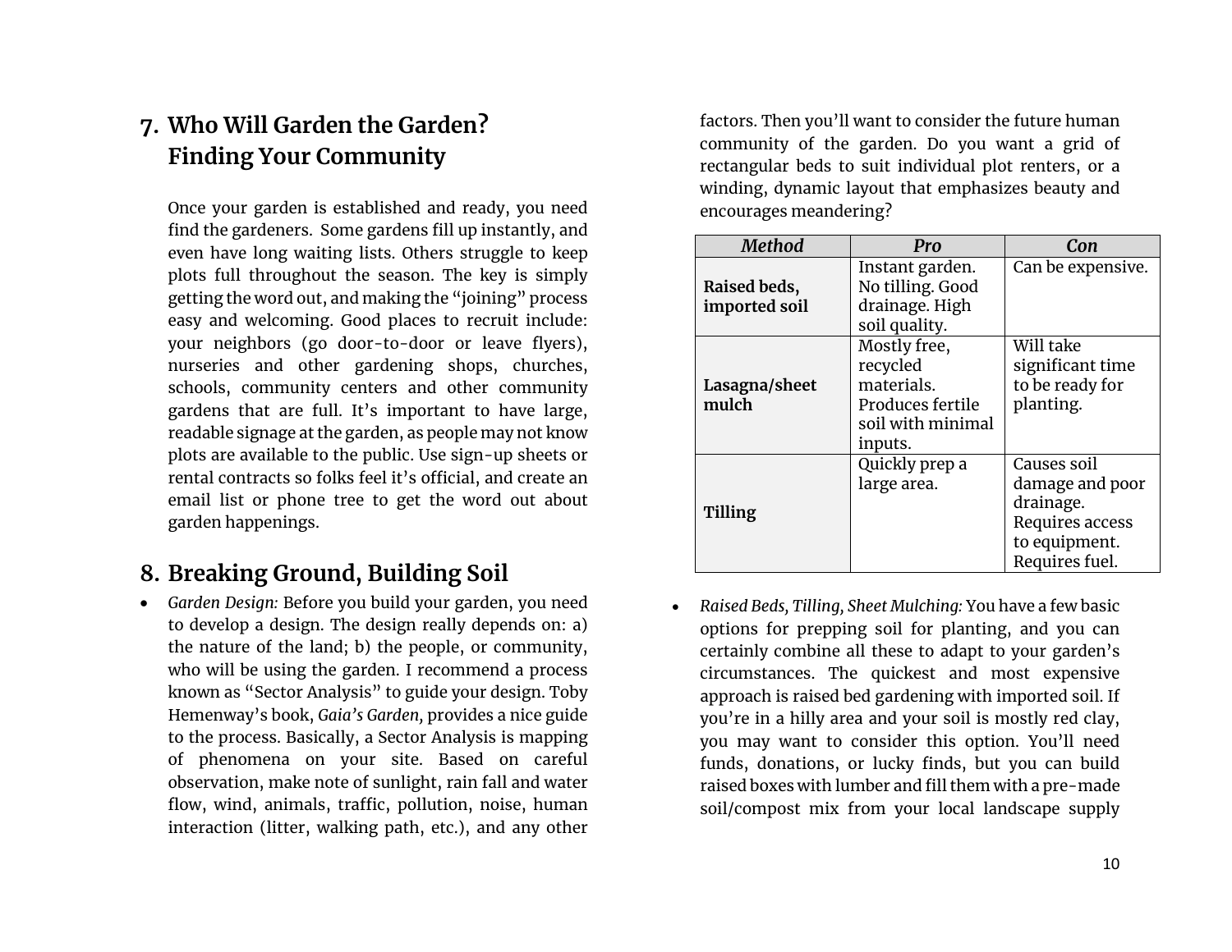## 7. Who Will Garden the Garden? Finding Your Community

Once your garden is established and ready, you need find the gardeners. Some gardens fill up instantly, and even have long waiting lists. Others struggle to keep plots full throughout the season. The key is simply getting the word out, and making the "joining" process easy and welcoming. Good places to recruit include: your neighbors (go door-to-door or leave flyers), nurseries and other gardening shops, churches, schools, community centers and other community gardens that are full. It's important to have large, readable signage at the garden, as people may not know plots are available to the public. Use sign-up sheets or rental contracts so folks feel it's official, and create an email list or phone tree to get the word out about garden happenings.

## 8. Breaking Ground, Building Soil

- *Garden Design:* Before you build your garden, you need to develop a design. The design really depends on: a) the nature of the land; b) the people, or community, who will be using the garden. I recommend a process known as "Sector Analysis" to guide your design. Toby Hemenway's book, *Gaia's Garden,* provides a nice guide to the process. Basically, a Sector Analysis is mapping of phenomena on your site. Based on careful observation, make note of sunlight, rain fall and water flow, wind, animals, traffic, pollution, noise, human interaction (litter, walking path, etc.), and any other factors. Then you'll want to consider the future human community of the garden. Do you want a grid of rectangular beds to suit individual plot renters, or a winding, dynamic layout that emphasizes beauty and encourages meandering?

| *Method* | *Pro* | *Con* |
|---|---|---|
| **Raised beds, imported soil** | Instant garden. No tilling. Good drainage. High soil quality. | Can be expensive. |
| **Lasagna/sheet mulch** | Mostly free, recycled materials. Produces fertile soil with minimal inputs. | Will take significant time to be ready for planting. |
| **Tilling** | Quickly prep a large area. | Causes soil damage and poor drainage. Requires access to equipment. Requires fuel. |

- *Raised Beds, Tilling, Sheet Mulching:* You have a few basic options for prepping soil for planting, and you can certainly combine all these to adapt to your garden's circumstances. The quickest and most expensive approach is raised bed gardening with imported soil. If you're in a hilly area and your soil is mostly red clay, you may want to consider this option. You'll need funds, donations, or lucky finds, but you can build raised boxes with lumber and fill them with a pre-made soil/compost mix from your local landscape supply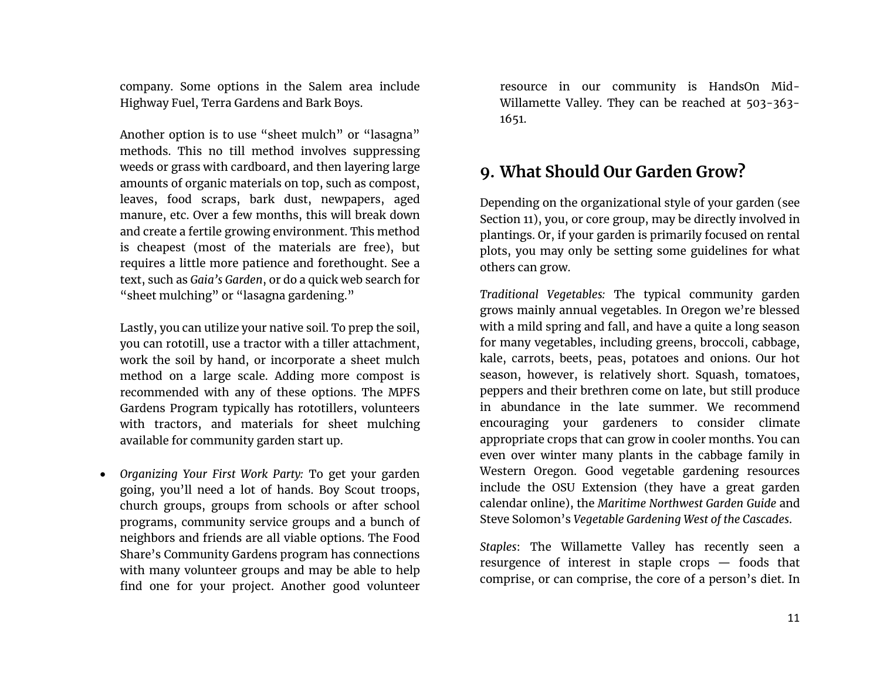company. Some options in the Salem area include Highway Fuel, Terra Gardens and Bark Boys.

Another option is to use "sheet mulch" or "lasagna" methods. This no till method involves suppressing weeds or grass with cardboard, and then layering large amounts of organic materials on top, such as compost, leaves, food scraps, bark dust, newpapers, aged manure, etc. Over a few months, this will break down and create a fertile growing environment. This method is cheapest (most of the materials are free), but requires a little more patience and forethought. See a text, such as *Gaia's Garden*, or do a quick web search for "sheet mulching" or "lasagna gardening."

Lastly, you can utilize your native soil. To prep the soil, you can rototill, use a tractor with a tiller attachment, work the soil by hand, or incorporate a sheet mulch method on a large scale. Adding more compost is recommended with any of these options. The MPFS Gardens Program typically has rototillers, volunteers with tractors, and materials for sheet mulching available for community garden start up.

- *Organizing Your First Work Party:* To get your garden going, you'll need a lot of hands. Boy Scout troops, church groups, groups from schools or after school programs, community service groups and a bunch of neighbors and friends are all viable options. The Food Share's Community Gardens program has connections with many volunteer groups and may be able to help find one for your project. Another good volunteer resource in our community is HandsOn Mid-Willamette Valley. They can be reached at 503-363-1651.

## 9. What Should Our Garden Grow?

Depending on the organizational style of your garden (see Section 11), you, or core group, may be directly involved in plantings. Or, if your garden is primarily focused on rental plots, you may only be setting some guidelines for what others can grow.

*Traditional Vegetables:* The typical community garden grows mainly annual vegetables. In Oregon we're blessed with a mild spring and fall, and have a quite a long season for many vegetables, including greens, broccoli, cabbage, kale, carrots, beets, peas, potatoes and onions. Our hot season, however, is relatively short. Squash, tomatoes, peppers and their brethren come on late, but still produce in abundance in the late summer. We recommend encouraging your gardeners to consider climate appropriate crops that can grow in cooler months. You can even over winter many plants in the cabbage family in Western Oregon. Good vegetable gardening resources include the OSU Extension (they have a great garden calendar online), the *Maritime Northwest Garden Guide* and Steve Solomon's *Vegetable Gardening West of the Cascades*.

*Staples*: The Willamette Valley has recently seen a resurgence of interest in staple crops — foods that comprise, or can comprise, the core of a person's diet. In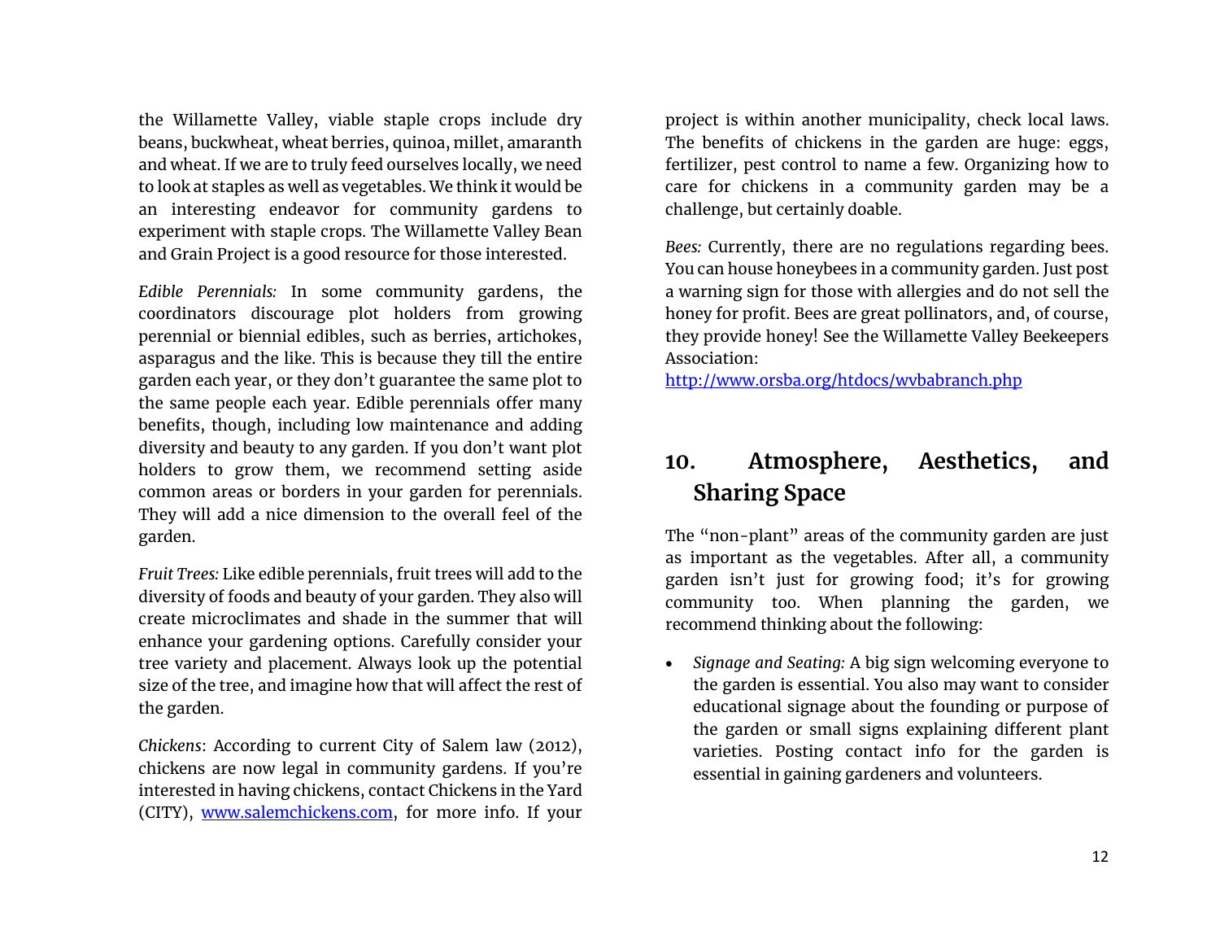the Willamette Valley, viable staple crops include dry beans, buckwheat, wheat berries, quinoa, millet, amaranth and wheat. If we are to truly feed ourselves locally, we need to look at staples as well as vegetables. We think it would be an interesting endeavor for community gardens to experiment with staple crops. The Willamette Valley Bean and Grain Project is a good resource for those interested.

*Edible Perennials:* In some community gardens, the coordinators discourage plot holders from growing perennial or biennial edibles, such as berries, artichokes, asparagus and the like. This is because they till the entire garden each year, or they don't guarantee the same plot to the same people each year. Edible perennials offer many benefits, though, including low maintenance and adding diversity and beauty to any garden. If you don't want plot holders to grow them, we recommend setting aside common areas or borders in your garden for perennials. They will add a nice dimension to the overall feel of the garden.

*Fruit Trees:* Like edible perennials, fruit trees will add to the diversity of foods and beauty of your garden. They also will create microclimates and shade in the summer that will enhance your gardening options. Carefully consider your tree variety and placement. Always look up the potential size of the tree, and imagine how that will affect the rest of the garden.

*Chickens*: According to current City of Salem law (2012), chickens are now legal in community gardens. If you're interested in having chickens, contact Chickens in the Yard (CITY), [www.salemchickens.com](www.salemchickens.com), for more info. If your project is within another municipality, check local laws. The benefits of chickens in the garden are huge: eggs, fertilizer, pest control to name a few. Organizing how to care for chickens in a community garden may be a challenge, but certainly doable.

*Bees:* Currently, there are no regulations regarding bees. You can house honeybees in a community garden. Just post a warning sign for those with allergies and do not sell the honey for profit. Bees are great pollinators, and, of course, they provide honey! See the Willamette Valley Beekeepers Association:
<http://www.orsba.org/htdocs/wvbabranch.php>

## 10. Atmosphere, Aesthetics, and Sharing Space

The "non-plant" areas of the community garden are just as important as the vegetables. After all, a community garden isn't just for growing food; it's for growing community too. When planning the garden, we recommend thinking about the following:

- *Signage and Seating:* A big sign welcoming everyone to the garden is essential. You also may want to consider educational signage about the founding or purpose of the garden or small signs explaining different plant varieties. Posting contact info for the garden is essential in gaining gardeners and volunteers.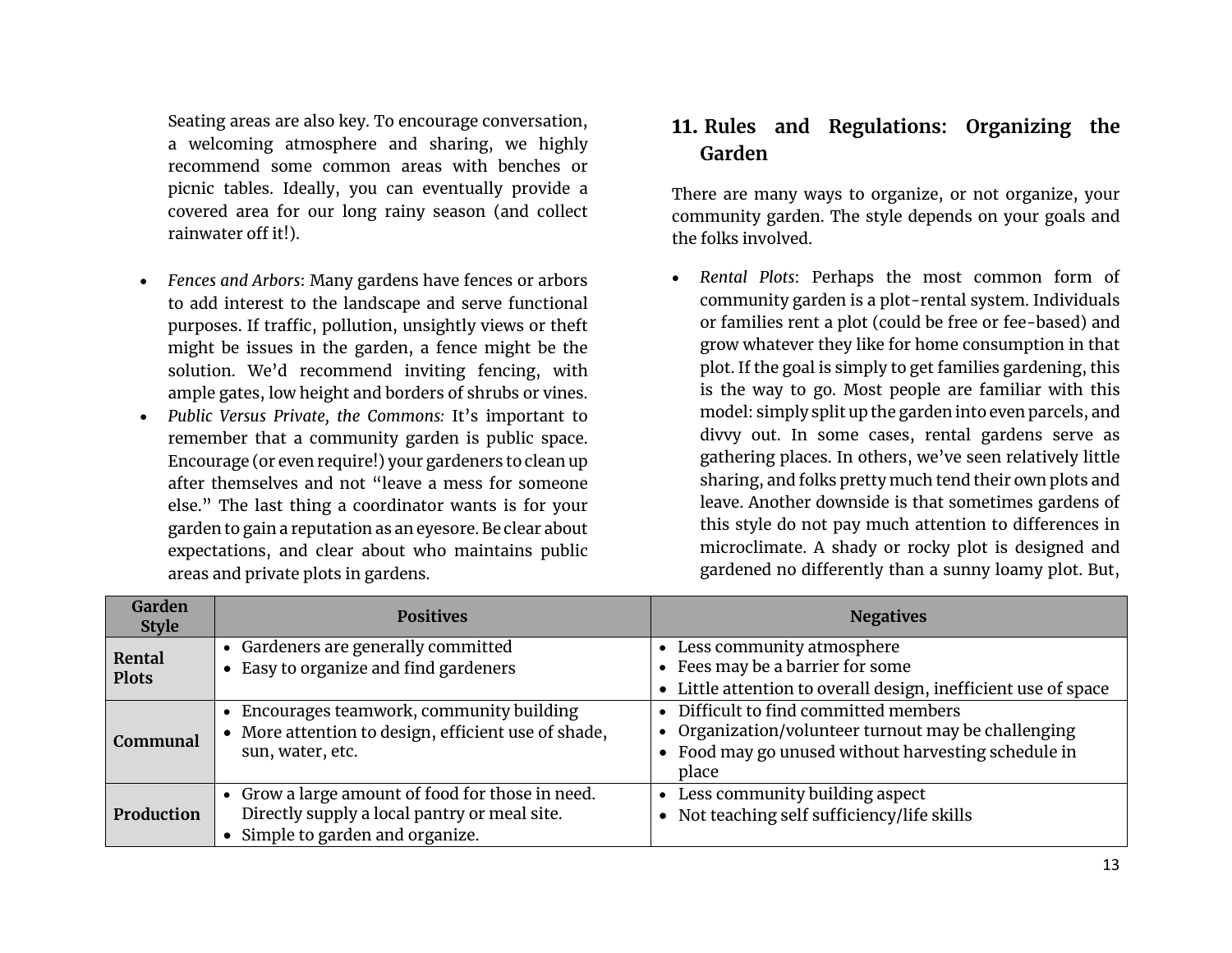Seating areas are also key. To encourage conversation, a welcoming atmosphere and sharing, we highly recommend some common areas with benches or picnic tables. Ideally, you can eventually provide a covered area for our long rainy season (and collect rainwater off it!).

- *Fences and Arbors*: Many gardens have fences or arbors to add interest to the landscape and serve functional purposes. If traffic, pollution, unsightly views or theft might be issues in the garden, a fence might be the solution. We'd recommend inviting fencing, with ample gates, low height and borders of shrubs or vines.
- *Public Versus Private, the Commons:* It's important to remember that a community garden is public space. Encourage (or even require!) your gardeners to clean up after themselves and not "leave a mess for someone else." The last thing a coordinator wants is for your garden to gain a reputation as an eyesore. Be clear about expectations, and clear about who maintains public areas and private plots in gardens.

## 11. Rules and Regulations: Organizing the Garden

There are many ways to organize, or not organize, your community garden. The style depends on your goals and the folks involved.

- *Rental Plots*: Perhaps the most common form of community garden is a plot-rental system. Individuals or families rent a plot (could be free or fee-based) and grow whatever they like for home consumption in that plot. If the goal is simply to get families gardening, this is the way to go. Most people are familiar with this model: simply split up the garden into even parcels, and divvy out. In some cases, rental gardens serve as gathering places. In others, we've seen relatively little sharing, and folks pretty much tend their own plots and leave. Another downside is that sometimes gardens of this style do not pay much attention to differences in microclimate. A shady or rocky plot is designed and gardened no differently than a sunny loamy plot. But,

| Garden Style | Positives | Negatives |
|---|---|---|
| **Rental Plots** | • Gardeners are generally committed<br>• Easy to organize and find gardeners | • Less community atmosphere<br>• Fees may be a barrier for some<br>• Little attention to overall design, inefficient use of space |
| **Communal** | • Encourages teamwork, community building<br>• More attention to design, efficient use of shade, sun, water, etc. | • Difficult to find committed members<br>• Organization/volunteer turnout may be challenging<br>• Food may go unused without harvesting schedule in place |
| **Production** | • Grow a large amount of food for those in need. Directly supply a local pantry or meal site.<br>• Simple to garden and organize. | • Less community building aspect<br>• Not teaching self sufficiency/life skills |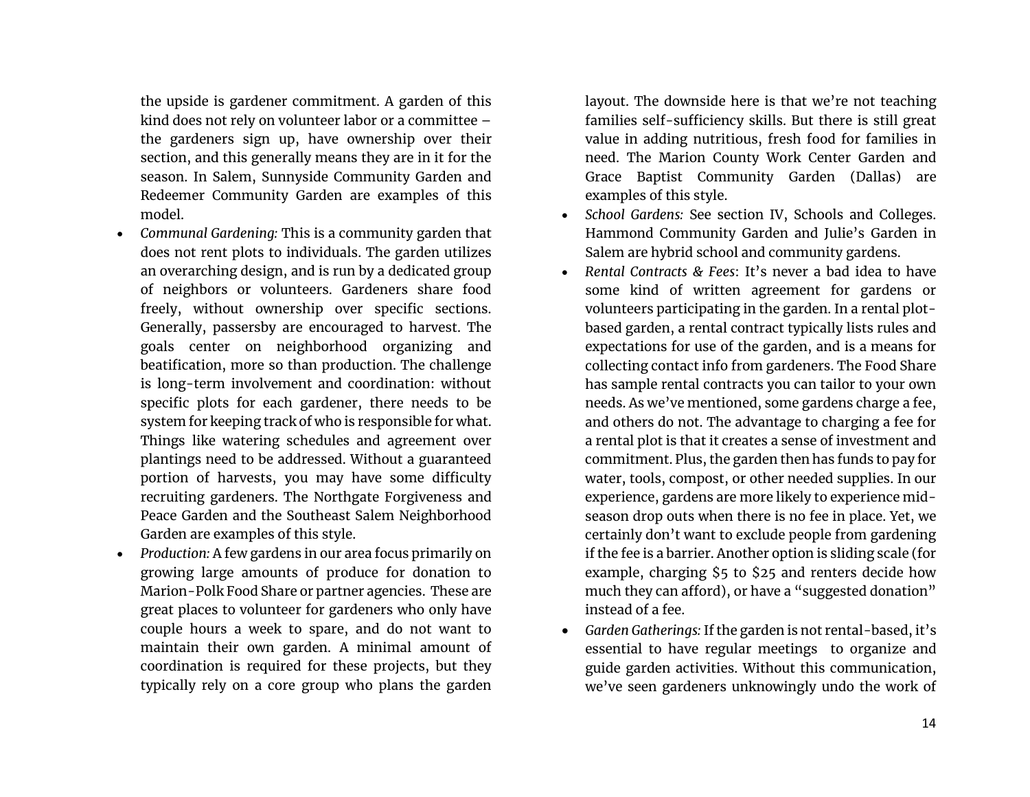the upside is gardener commitment. A garden of this kind does not rely on volunteer labor or a committee – the gardeners sign up, have ownership over their section, and this generally means they are in it for the season. In Salem, Sunnyside Community Garden and Redeemer Community Garden are examples of this model.

- *Communal Gardening:* This is a community garden that does not rent plots to individuals. The garden utilizes an overarching design, and is run by a dedicated group of neighbors or volunteers. Gardeners share food freely, without ownership over specific sections. Generally, passersby are encouraged to harvest. The goals center on neighborhood organizing and beatification, more so than production. The challenge is long-term involvement and coordination: without specific plots for each gardener, there needs to be system for keeping track of who is responsible for what. Things like watering schedules and agreement over plantings need to be addressed. Without a guaranteed portion of harvests, you may have some difficulty recruiting gardeners. The Northgate Forgiveness and Peace Garden and the Southeast Salem Neighborhood Garden are examples of this style.
- *Production:* A few gardens in our area focus primarily on growing large amounts of produce for donation to Marion-Polk Food Share or partner agencies. These are great places to volunteer for gardeners who only have couple hours a week to spare, and do not want to maintain their own garden. A minimal amount of coordination is required for these projects, but they typically rely on a core group who plans the garden layout. The downside here is that we're not teaching families self-sufficiency skills. But there is still great value in adding nutritious, fresh food for families in need. The Marion County Work Center Garden and Grace Baptist Community Garden (Dallas) are examples of this style.
- *School Gardens:* See section IV, Schools and Colleges. Hammond Community Garden and Julie's Garden in Salem are hybrid school and community gardens.
- *Rental Contracts & Fees*: It's never a bad idea to have some kind of written agreement for gardens or volunteers participating in the garden. In a rental plot-based garden, a rental contract typically lists rules and expectations for use of the garden, and is a means for collecting contact info from gardeners. The Food Share has sample rental contracts you can tailor to your own needs. As we've mentioned, some gardens charge a fee, and others do not. The advantage to charging a fee for a rental plot is that it creates a sense of investment and commitment. Plus, the garden then has funds to pay for water, tools, compost, or other needed supplies. In our experience, gardens are more likely to experience mid-season drop outs when there is no fee in place. Yet, we certainly don't want to exclude people from gardening if the fee is a barrier. Another option is sliding scale (for example, charging $5 to $25 and renters decide how much they can afford), or have a "suggested donation" instead of a fee.
- *Garden Gatherings:* If the garden is not rental-based, it's essential to have regular meetings to organize and guide garden activities. Without this communication, we've seen gardeners unknowingly undo the work of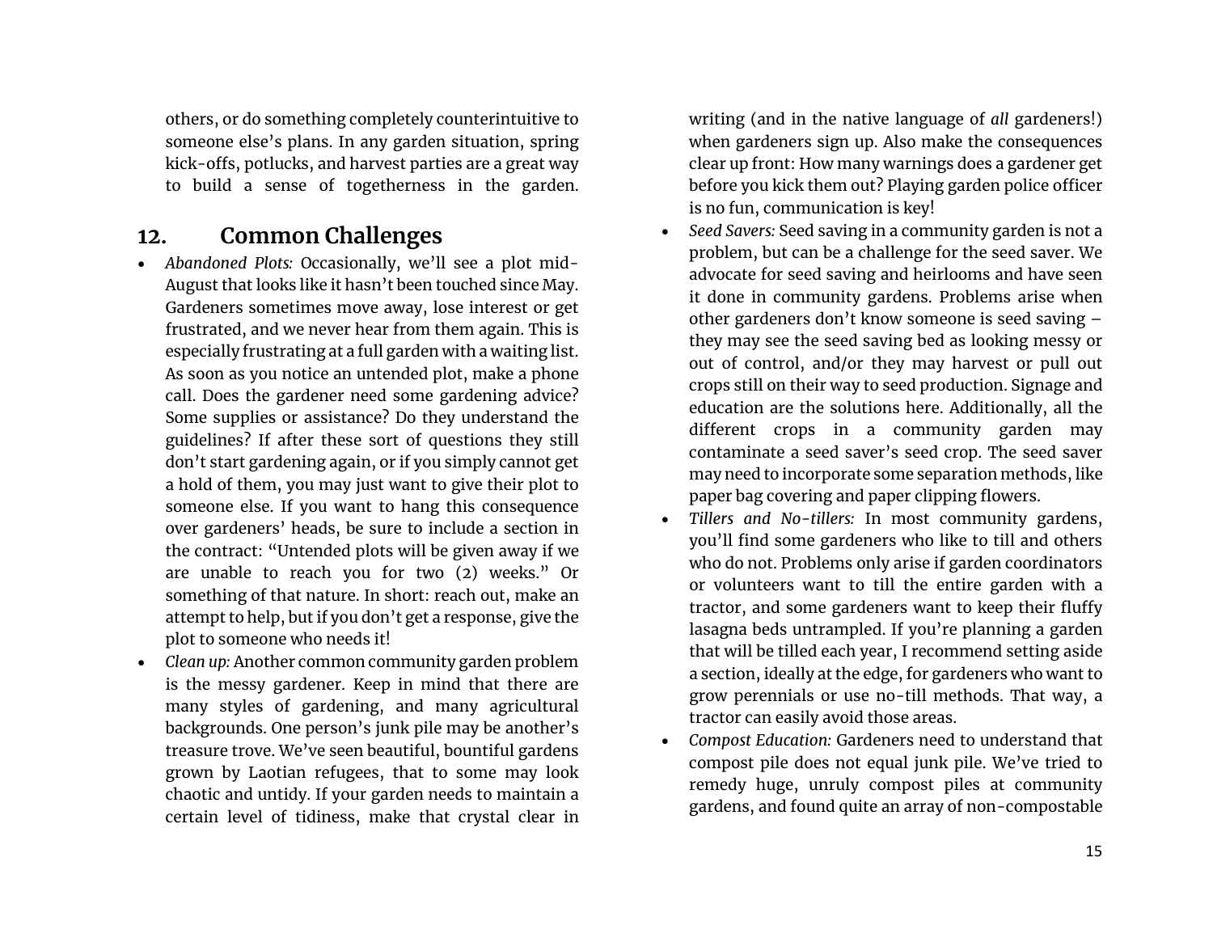others, or do something completely counterintuitive to someone else's plans. In any garden situation, spring kick-offs, potlucks, and harvest parties are a great way to build a sense of togetherness in the garden.

## 12. Common Challenges

- *Abandoned Plots:* Occasionally, we'll see a plot mid-August that looks like it hasn't been touched since May. Gardeners sometimes move away, lose interest or get frustrated, and we never hear from them again. This is especially frustrating at a full garden with a waiting list. As soon as you notice an untended plot, make a phone call. Does the gardener need some gardening advice? Some supplies or assistance? Do they understand the guidelines? If after these sort of questions they still don't start gardening again, or if you simply cannot get a hold of them, you may just want to give their plot to someone else. If you want to hang this consequence over gardeners' heads, be sure to include a section in the contract: "Untended plots will be given away if we are unable to reach you for two (2) weeks." Or something of that nature. In short: reach out, make an attempt to help, but if you don't get a response, give the plot to someone who needs it!
- *Clean up:* Another common community garden problem is the messy gardener. Keep in mind that there are many styles of gardening, and many agricultural backgrounds. One person's junk pile may be another's treasure trove. We've seen beautiful, bountiful gardens grown by Laotian refugees, that to some may look chaotic and untidy. If your garden needs to maintain a certain level of tidiness, make that crystal clear in writing (and in the native language of *all* gardeners!) when gardeners sign up. Also make the consequences clear up front: How many warnings does a gardener get before you kick them out? Playing garden police officer is no fun, communication is key!
- *Seed Savers:* Seed saving in a community garden is not a problem, but can be a challenge for the seed saver. We advocate for seed saving and heirlooms and have seen it done in community gardens. Problems arise when other gardeners don't know someone is seed saving – they may see the seed saving bed as looking messy or out of control, and/or they may harvest or pull out crops still on their way to seed production. Signage and education are the solutions here. Additionally, all the different crops in a community garden may contaminate a seed saver's seed crop. The seed saver may need to incorporate some separation methods, like paper bag covering and paper clipping flowers.
- *Tillers and No-tillers:* In most community gardens, you'll find some gardeners who like to till and others who do not. Problems only arise if garden coordinators or volunteers want to till the entire garden with a tractor, and some gardeners want to keep their fluffy lasagna beds untrampled. If you're planning a garden that will be tilled each year, I recommend setting aside a section, ideally at the edge, for gardeners who want to grow perennials or use no-till methods. That way, a tractor can easily avoid those areas.
- *Compost Education:* Gardeners need to understand that compost pile does not equal junk pile. We've tried to remedy huge, unruly compost piles at community gardens, and found quite an array of non-compostable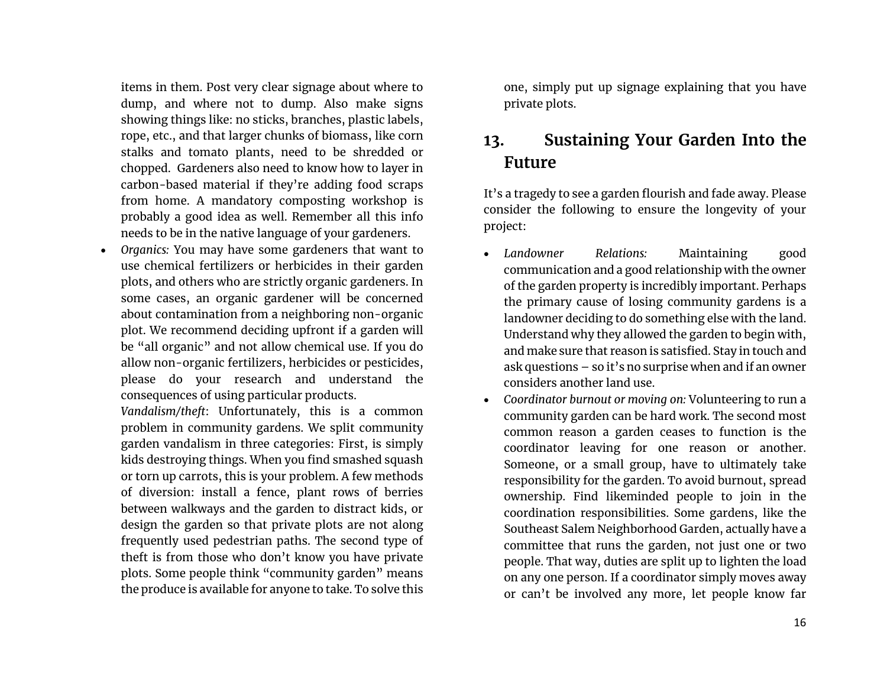items in them. Post very clear signage about where to dump, and where not to dump. Also make signs showing things like: no sticks, branches, plastic labels, rope, etc., and that larger chunks of biomass, like corn stalks and tomato plants, need to be shredded or chopped. Gardeners also need to know how to layer in carbon-based material if they're adding food scraps from home. A mandatory composting workshop is probably a good idea as well. Remember all this info needs to be in the native language of your gardeners.

- *Organics:* You may have some gardeners that want to use chemical fertilizers or herbicides in their garden plots, and others who are strictly organic gardeners. In some cases, an organic gardener will be concerned about contamination from a neighboring non-organic plot. We recommend deciding upfront if a garden will be "all organic" and not allow chemical use. If you do allow non-organic fertilizers, herbicides or pesticides, please do your research and understand the consequences of using particular products.

  *Vandalism/theft*: Unfortunately, this is a common problem in community gardens. We split community garden vandalism in three categories: First, is simply kids destroying things. When you find smashed squash or torn up carrots, this is your problem. A few methods of diversion: install a fence, plant rows of berries between walkways and the garden to distract kids, or design the garden so that private plots are not along frequently used pedestrian paths. The second type of theft is from those who don't know you have private plots. Some people think "community garden" means the produce is available for anyone to take. To solve this one, simply put up signage explaining that you have private plots.

## 13. Sustaining Your Garden Into the Future

It's a tragedy to see a garden flourish and fade away. Please consider the following to ensure the longevity of your project:

- *Landowner Relations:* Maintaining good communication and a good relationship with the owner of the garden property is incredibly important. Perhaps the primary cause of losing community gardens is a landowner deciding to do something else with the land. Understand why they allowed the garden to begin with, and make sure that reason is satisfied. Stay in touch and ask questions – so it's no surprise when and if an owner considers another land use.
- *Coordinator burnout or moving on:* Volunteering to run a community garden can be hard work. The second most common reason a garden ceases to function is the coordinator leaving for one reason or another. Someone, or a small group, have to ultimately take responsibility for the garden. To avoid burnout, spread ownership. Find likeminded people to join in the coordination responsibilities. Some gardens, like the Southeast Salem Neighborhood Garden, actually have a committee that runs the garden, not just one or two people. That way, duties are split up to lighten the load on any one person. If a coordinator simply moves away or can't be involved any more, let people know far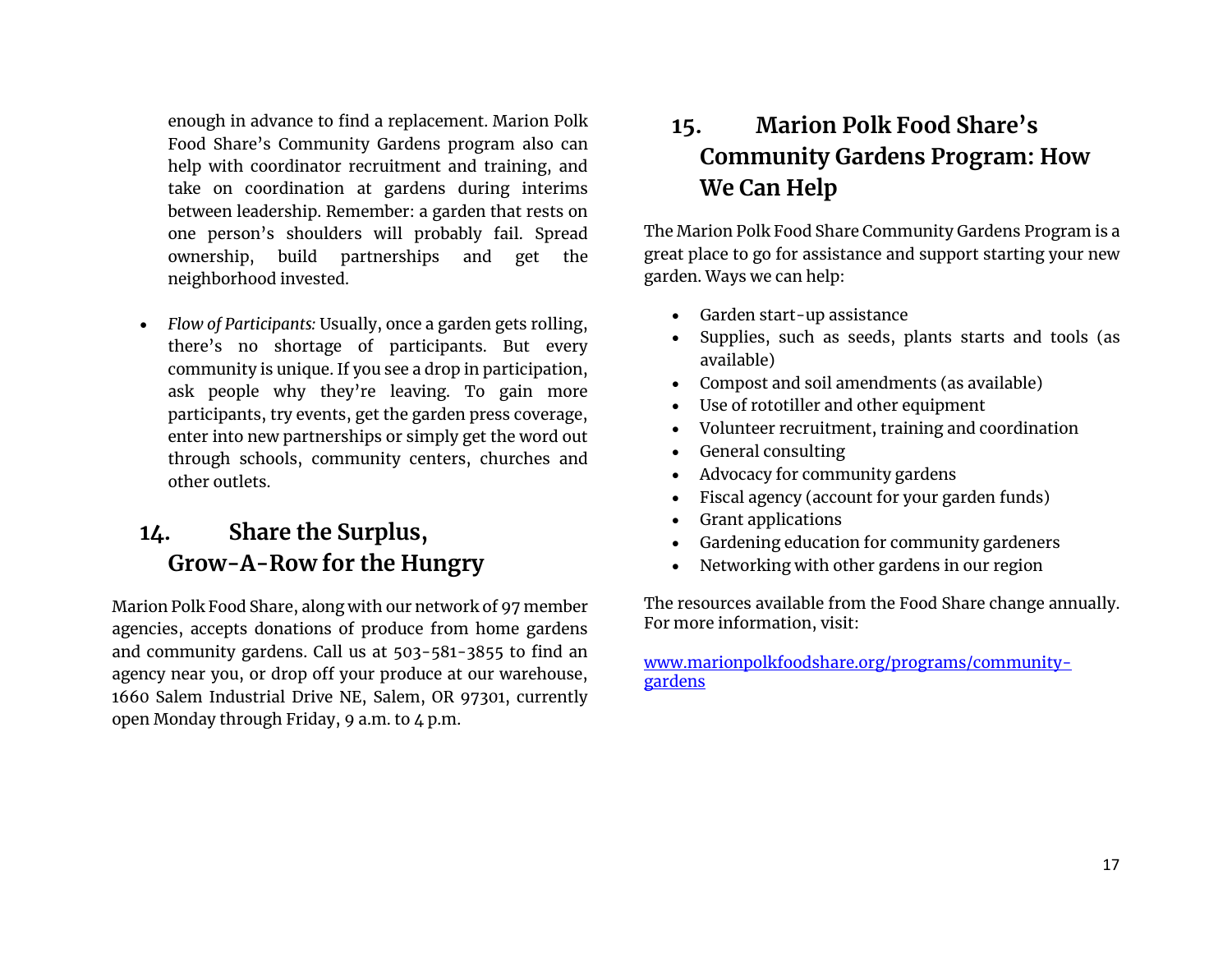enough in advance to find a replacement. Marion Polk Food Share's Community Gardens program also can help with coordinator recruitment and training, and take on coordination at gardens during interims between leadership. Remember: a garden that rests on one person's shoulders will probably fail. Spread ownership, build partnerships and get the neighborhood invested.

- *Flow of Participants:* Usually, once a garden gets rolling, there's no shortage of participants. But every community is unique. If you see a drop in participation, ask people why they're leaving. To gain more participants, try events, get the garden press coverage, enter into new partnerships or simply get the word out through schools, community centers, churches and other outlets.

## 14. Share the Surplus, Grow-A-Row for the Hungry

Marion Polk Food Share, along with our network of 97 member agencies, accepts donations of produce from home gardens and community gardens. Call us at 503-581-3855 to find an agency near you, or drop off your produce at our warehouse, 1660 Salem Industrial Drive NE, Salem, OR 97301, currently open Monday through Friday, 9 a.m. to 4 p.m.

## 15. Marion Polk Food Share's Community Gardens Program: How We Can Help

The Marion Polk Food Share Community Gardens Program is a great place to go for assistance and support starting your new garden. Ways we can help:

- Garden start-up assistance
- Supplies, such as seeds, plants starts and tools (as available)
- Compost and soil amendments (as available)
- Use of rototiller and other equipment
- Volunteer recruitment, training and coordination
- General consulting
- Advocacy for community gardens
- Fiscal agency (account for your garden funds)
- Grant applications
- Gardening education for community gardeners
- Networking with other gardens in our region

The resources available from the Food Share change annually. For more information, visit:

[www.marionpolkfoodshare.org/programs/community-gardens](www.marionpolkfoodshare.org/programs/community-gardens)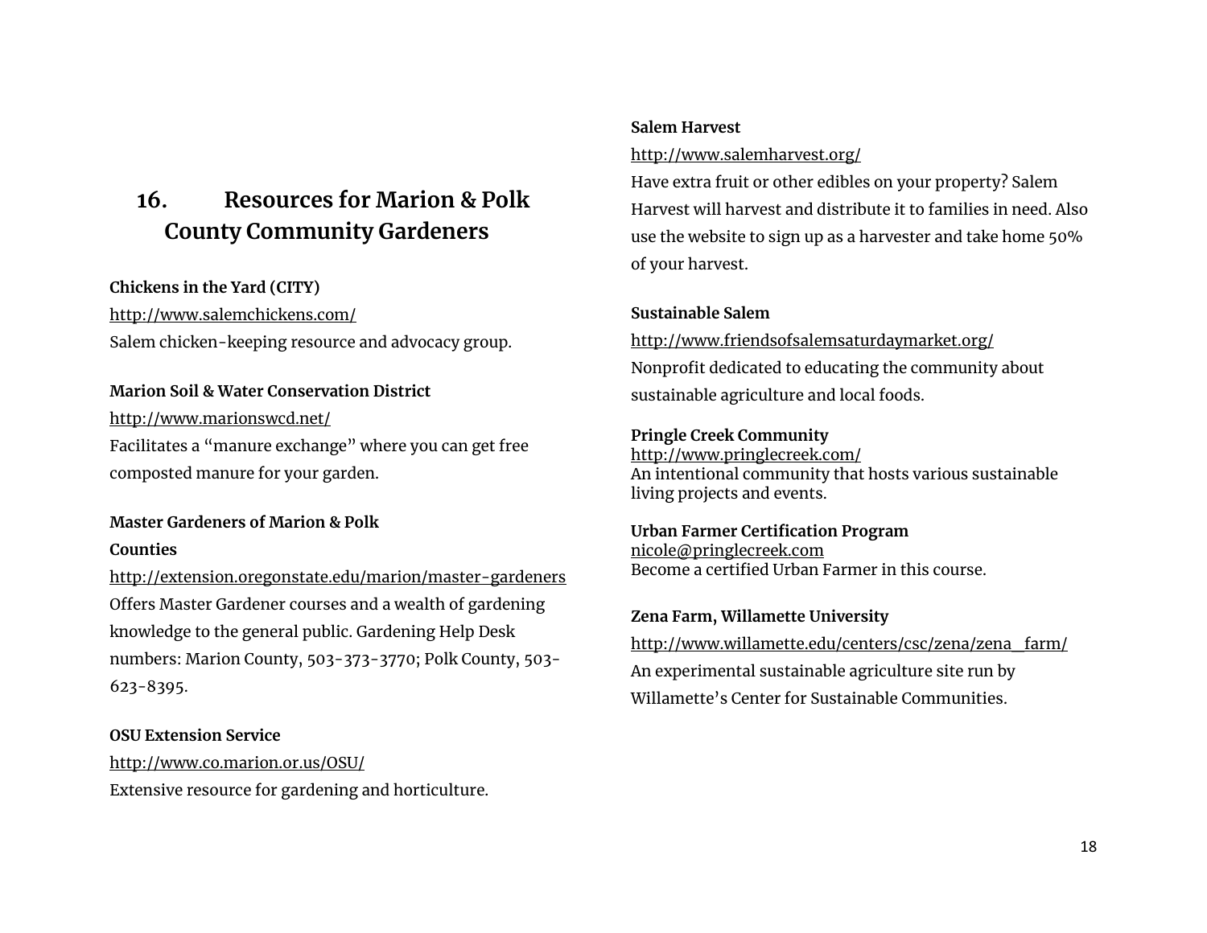## 16. Resources for Marion & Polk County Community Gardeners

**Chickens in the Yard (CITY)**
http://www.salemchickens.com/
Salem chicken-keeping resource and advocacy group.

**Marion Soil & Water Conservation District**
http://www.marionswcd.net/
Facilitates a "manure exchange" where you can get free composted manure for your garden.

**Master Gardeners of Marion & Polk Counties**
http://extension.oregonstate.edu/marion/master-gardeners
Offers Master Gardener courses and a wealth of gardening knowledge to the general public. Gardening Help Desk numbers: Marion County, 503-373-3770; Polk County, 503-623-8395.

**OSU Extension Service**
http://www.co.marion.or.us/OSU/
Extensive resource for gardening and horticulture.

**Salem Harvest**
http://www.salemharvest.org/
Have extra fruit or other edibles on your property? Salem Harvest will harvest and distribute it to families in need. Also use the website to sign up as a harvester and take home 50% of your harvest.

**Sustainable Salem**
http://www.friendsofsalemsaturdaymarket.org/
Nonprofit dedicated to educating the community about sustainable agriculture and local foods.

**Pringle Creek Community**
http://www.pringlecreek.com/
An intentional community that hosts various sustainable living projects and events.

**Urban Farmer Certification Program**
nicole@pringlecreek.com
Become a certified Urban Farmer in this course.

**Zena Farm, Willamette University**
http://www.willamette.edu/centers/csc/zena/zena_farm/
An experimental sustainable agriculture site run by Willamette's Center for Sustainable Communities.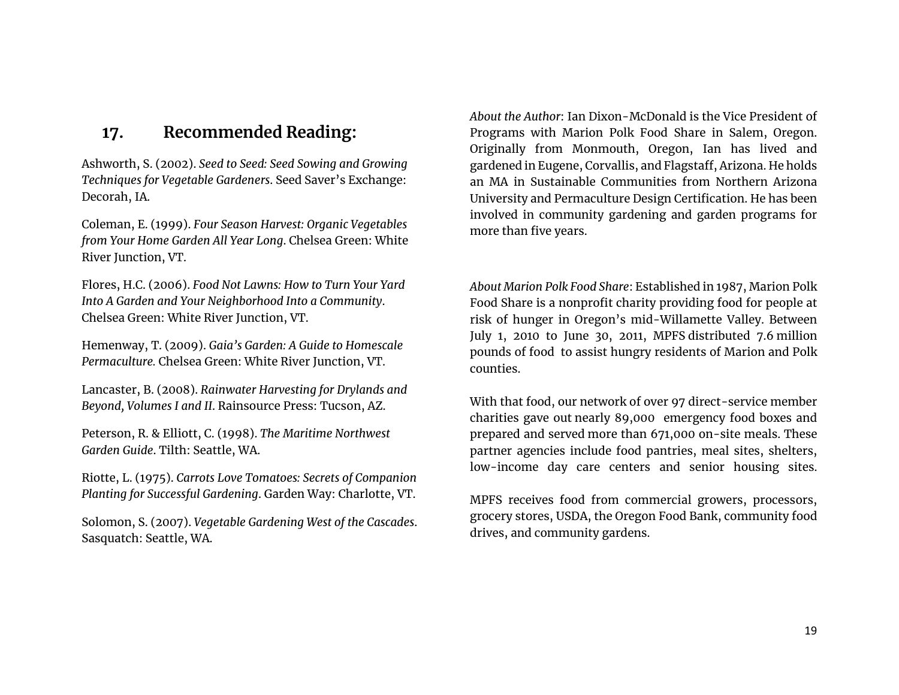## 17. Recommended Reading:

Ashworth, S. (2002). *Seed to Seed: Seed Sowing and Growing Techniques for Vegetable Gardeners*. Seed Saver's Exchange: Decorah, IA.

Coleman, E. (1999). *Four Season Harvest: Organic Vegetables from Your Home Garden All Year Long*. Chelsea Green: White River Junction, VT.

Flores, H.C. (2006). *Food Not Lawns: How to Turn Your Yard Into A Garden and Your Neighborhood Into a Community*. Chelsea Green: White River Junction, VT.

Hemenway, T. (2009). *Gaia's Garden: A Guide to Homescale Permaculture.* Chelsea Green: White River Junction, VT.

Lancaster, B. (2008). *Rainwater Harvesting for Drylands and Beyond, Volumes I and II*. Rainsource Press: Tucson, AZ.

Peterson, R. & Elliott, C. (1998). *The Maritime Northwest Garden Guide*. Tilth: Seattle, WA.

Riotte, L. (1975). *Carrots Love Tomatoes: Secrets of Companion Planting for Successful Gardening*. Garden Way: Charlotte, VT.

Solomon, S. (2007). *Vegetable Gardening West of the Cascades*. Sasquatch: Seattle, WA.

*About the Author*: Ian Dixon-McDonald is the Vice President of Programs with Marion Polk Food Share in Salem, Oregon. Originally from Monmouth, Oregon, Ian has lived and gardened in Eugene, Corvallis, and Flagstaff, Arizona. He holds an MA in Sustainable Communities from Northern Arizona University and Permaculture Design Certification. He has been involved in community gardening and garden programs for more than five years.

*About Marion Polk Food Share*: Established in 1987, Marion Polk Food Share is a nonprofit charity providing food for people at risk of hunger in Oregon's mid-Willamette Valley. Between July 1, 2010 to June 30, 2011, MPFS distributed 7.6 million pounds of food to assist hungry residents of Marion and Polk counties.

With that food, our network of over 97 direct-service member charities gave out nearly 89,000 emergency food boxes and prepared and served more than 671,000 on-site meals. These partner agencies include food pantries, meal sites, shelters, low-income day care centers and senior housing sites.

MPFS receives food from commercial growers, processors, grocery stores, USDA, the Oregon Food Bank, community food drives, and community gardens.